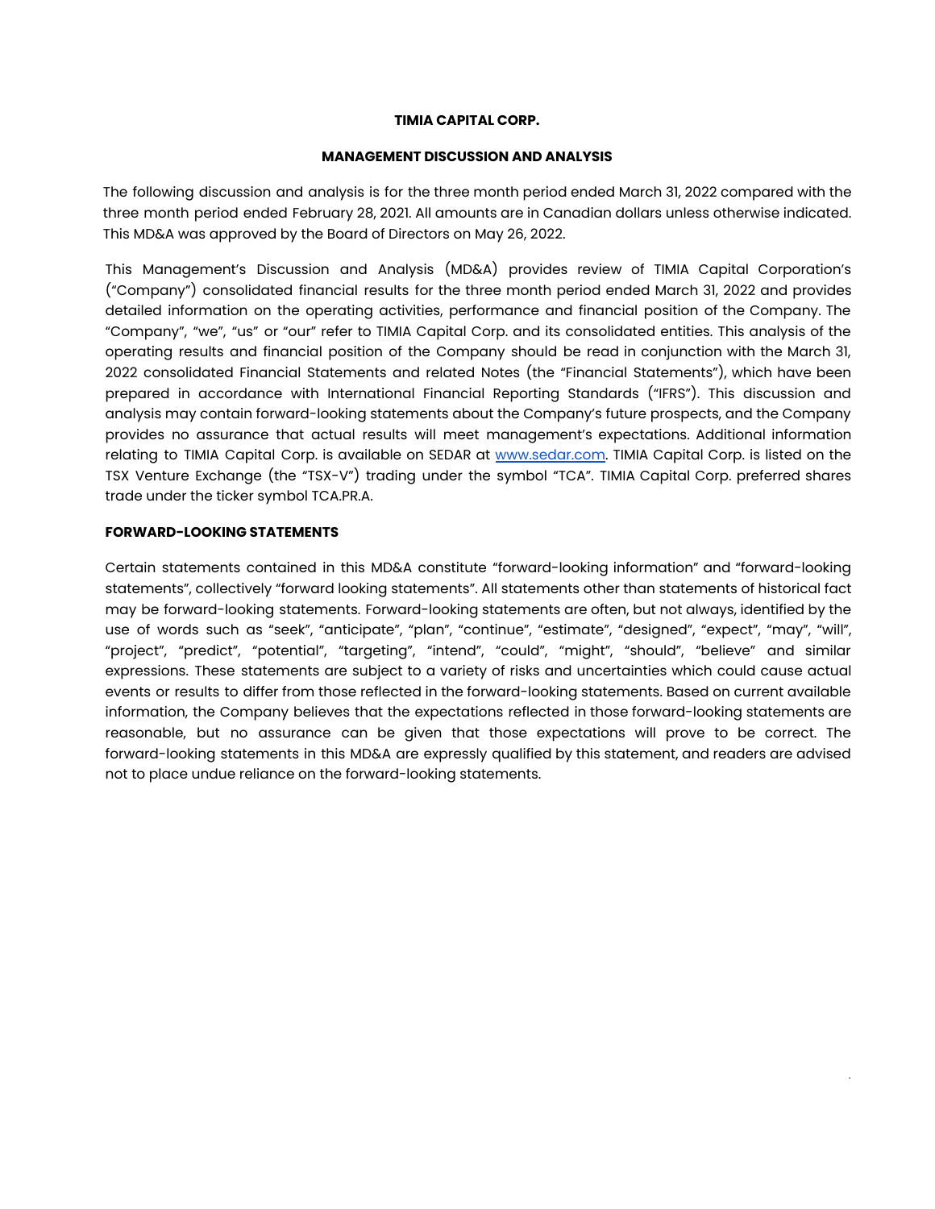**TIMIA CAPITAL CORP.**

**MANAGEMENT DISCUSSION AND ANALYSIS**

The following discussion and analysis is for the three month period ended March 31, 2022 compared with the three month period ended February 28, 2021. All amounts are in Canadian dollars unless otherwise indicated. This MD&A was approved by the Board of Directors on May 26, 2022.

This Management's Discussion and Analysis (MD&A) provides review of TIMIA Capital Corporation's ("Company") consolidated financial results for the three month period ended March 31, 2022 and provides detailed information on the operating activities, performance and financial position of the Company. The "Company", "we", "us" or "our" refer to TIMIA Capital Corp. and its consolidated entities. This analysis of the operating results and financial position of the Company should be read in conjunction with the March 31, 2022 consolidated Financial Statements and related Notes (the "Financial Statements"), which have been prepared in accordance with International Financial Reporting Standards ("IFRS"). This discussion and analysis may contain forward-looking statements about the Company's future prospects, and the Company provides no assurance that actual results will meet management's expectations. Additional information relating to TIMIA Capital Corp. is available on SEDAR at www.sedar.com. TIMIA Capital Corp. is listed on the TSX Venture Exchange (the "TSX-V") trading under the symbol "TCA". TIMIA Capital Corp. preferred shares trade under the ticker symbol TCA.PR.A.

**FORWARD-LOOKING STATEMENTS**

Certain statements contained in this MD&A constitute "forward-looking information" and "forward-looking statements", collectively "forward looking statements". All statements other than statements of historical fact may be forward-looking statements. Forward-looking statements are often, but not always, identified by the use of words such as "seek", "anticipate", "plan", "continue", "estimate", "designed", "expect", "may", "will", "project", "predict", "potential", "targeting", "intend", "could", "might", "should", "believe" and similar expressions. These statements are subject to a variety of risks and uncertainties which could cause actual events or results to differ from those reflected in the forward-looking statements. Based on current available information, the Company believes that the expectations reflected in those forward-looking statements are reasonable, but no assurance can be given that those expectations will prove to be correct. The forward-looking statements in this MD&A are expressly qualified by this statement, and readers are advised not to place undue reliance on the forward-looking statements.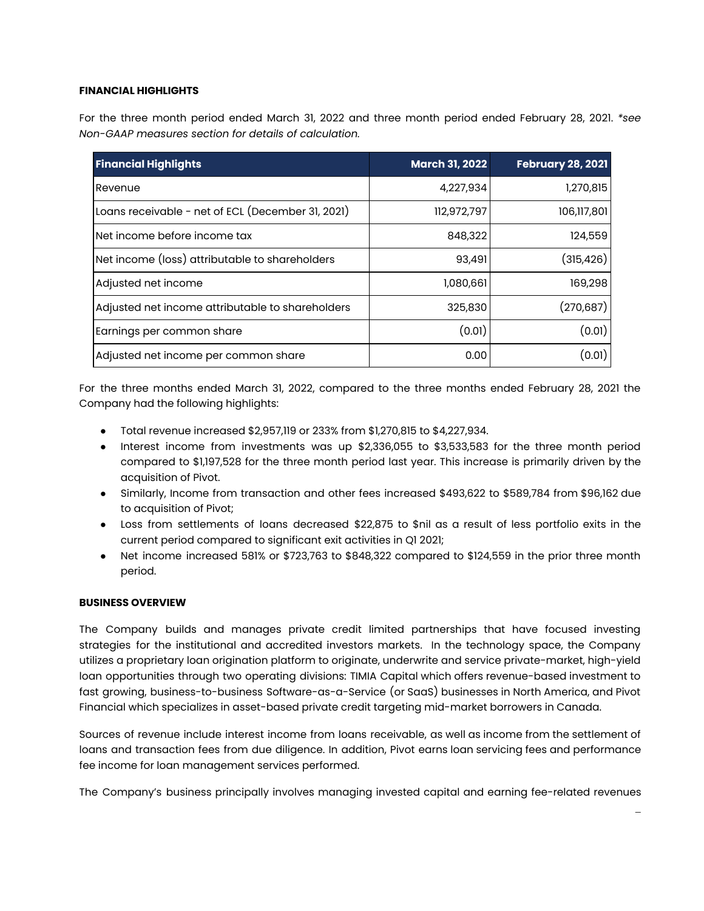**FINANCIAL HIGHLIGHTS**

For the three month period ended March 31, 2022 and three month period ended February 28, 2021. *\*see Non-GAAP measures section for details of calculation.*

| Financial Highlights | March 31, 2022 | February 28, 2021 |
|---|---:|---:|
| Revenue | 4,227,934 | 1,270,815 |
| Loans receivable - net of ECL (December 31, 2021) | 112,972,797 | 106,117,801 |
| Net income before income tax | 848,322 | 124,559 |
| Net income (loss) attributable to shareholders | 93,491 | (315,426) |
| Adjusted net income | 1,080,661 | 169,298 |
| Adjusted net income attributable to shareholders | 325,830 | (270,687) |
| Earnings per common share | (0.01) | (0.01) |
| Adjusted net income per common share | 0.00 | (0.01) |

For the three months ended March 31, 2022, compared to the three months ended February 28, 2021 the Company had the following highlights:

- Total revenue increased $2,957,119 or 233% from $1,270,815 to $4,227,934.
- Interest income from investments was up $2,336,055 to $3,533,583 for the three month period compared to $1,197,528 for the three month period last year. This increase is primarily driven by the acquisition of Pivot.
- Similarly, Income from transaction and other fees increased $493,622 to $589,784 from $96,162 due to acquisition of Pivot;
- Loss from settlements of loans decreased $22,875 to $nil as a result of less portfolio exits in the current period compared to significant exit activities in Q1 2021;
- Net income increased 581% or $723,763 to $848,322 compared to $124,559 in the prior three month period.

**BUSINESS OVERVIEW**

The Company builds and manages private credit limited partnerships that have focused investing strategies for the institutional and accredited investors markets. In the technology space, the Company utilizes a proprietary loan origination platform to originate, underwrite and service private-market, high-yield loan opportunities through two operating divisions: TIMIA Capital which offers revenue-based investment to fast growing, business-to-business Software-as-a-Service (or SaaS) businesses in North America, and Pivot Financial which specializes in asset-based private credit targeting mid-market borrowers in Canada.

Sources of revenue include interest income from loans receivable, as well as income from the settlement of loans and transaction fees from due diligence. In addition, Pivot earns loan servicing fees and performance fee income for loan management services performed.

The Company's business principally involves managing invested capital and earning fee-related revenues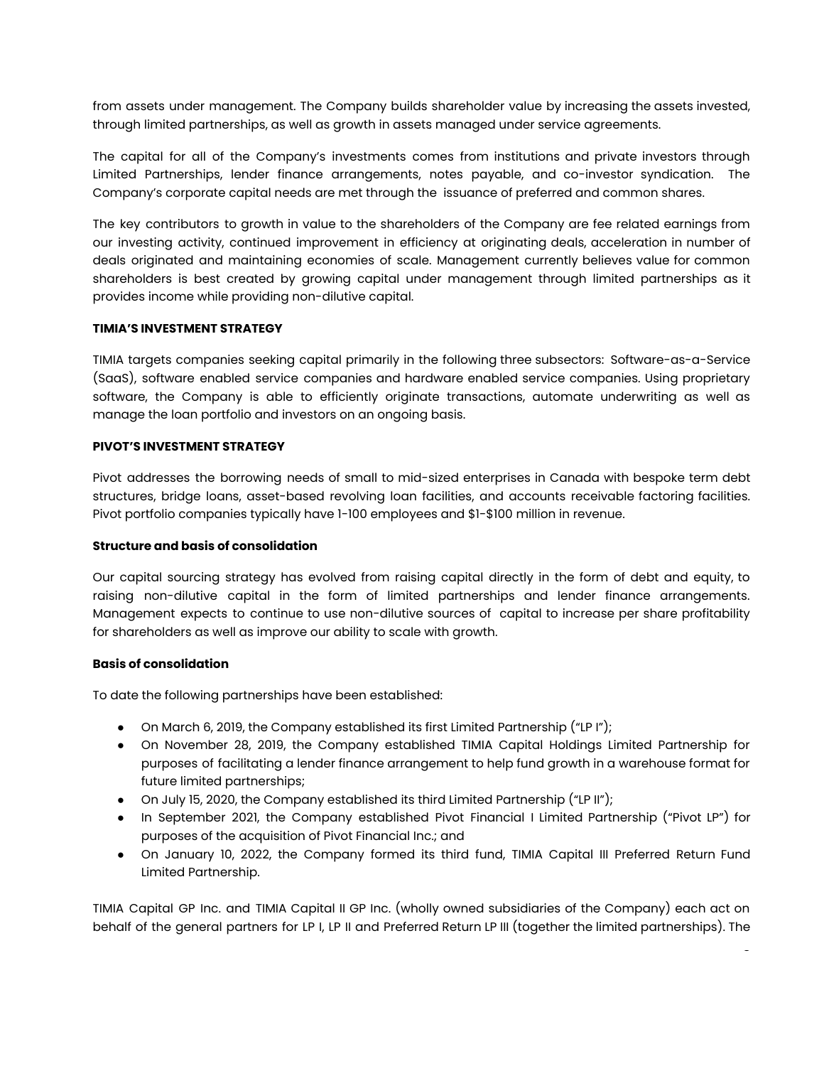from assets under management. The Company builds shareholder value by increasing the assets invested, through limited partnerships, as well as growth in assets managed under service agreements.

The capital for all of the Company's investments comes from institutions and private investors through Limited Partnerships, lender finance arrangements, notes payable, and co-investor syndication. The Company's corporate capital needs are met through the issuance of preferred and common shares.

The key contributors to growth in value to the shareholders of the Company are fee related earnings from our investing activity, continued improvement in efficiency at originating deals, acceleration in number of deals originated and maintaining economies of scale. Management currently believes value for common shareholders is best created by growing capital under management through limited partnerships as it provides income while providing non-dilutive capital.

**TIMIA'S INVESTMENT STRATEGY**

TIMIA targets companies seeking capital primarily in the following three subsectors: Software-as-a-Service (SaaS), software enabled service companies and hardware enabled service companies. Using proprietary software, the Company is able to efficiently originate transactions, automate underwriting as well as manage the loan portfolio and investors on an ongoing basis.

**PIVOT'S INVESTMENT STRATEGY**

Pivot addresses the borrowing needs of small to mid-sized enterprises in Canada with bespoke term debt structures, bridge loans, asset-based revolving loan facilities, and accounts receivable factoring facilities. Pivot portfolio companies typically have 1-100 employees and $1-$100 million in revenue.

**Structure and basis of consolidation**

Our capital sourcing strategy has evolved from raising capital directly in the form of debt and equity, to raising non-dilutive capital in the form of limited partnerships and lender finance arrangements. Management expects to continue to use non-dilutive sources of capital to increase per share profitability for shareholders as well as improve our ability to scale with growth.

**Basis of consolidation**

To date the following partnerships have been established:

- On March 6, 2019, the Company established its first Limited Partnership ("LP I");
- On November 28, 2019, the Company established TIMIA Capital Holdings Limited Partnership for purposes of facilitating a lender finance arrangement to help fund growth in a warehouse format for future limited partnerships;
- On July 15, 2020, the Company established its third Limited Partnership ("LP II");
- In September 2021, the Company established Pivot Financial I Limited Partnership ("Pivot LP") for purposes of the acquisition of Pivot Financial Inc.; and
- On January 10, 2022, the Company formed its third fund, TIMIA Capital III Preferred Return Fund Limited Partnership.

TIMIA Capital GP Inc. and TIMIA Capital II GP Inc. (wholly owned subsidiaries of the Company) each act on behalf of the general partners for LP I, LP II and Preferred Return LP III (together the limited partnerships). The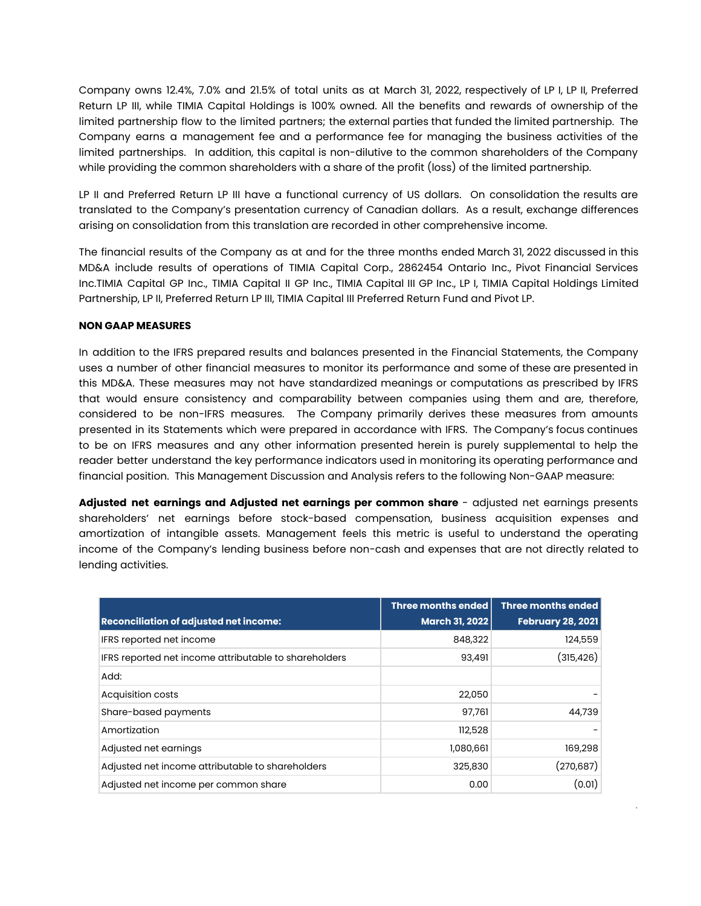Company owns 12.4%, 7.0% and 21.5% of total units as at March 31, 2022, respectively of LP I, LP II, Preferred Return LP III, while TIMIA Capital Holdings is 100% owned. All the benefits and rewards of ownership of the limited partnership flow to the limited partners; the external parties that funded the limited partnership. The Company earns a management fee and a performance fee for managing the business activities of the limited partnerships. In addition, this capital is non-dilutive to the common shareholders of the Company while providing the common shareholders with a share of the profit (loss) of the limited partnership.

LP II and Preferred Return LP III have a functional currency of US dollars. On consolidation the results are translated to the Company's presentation currency of Canadian dollars. As a result, exchange differences arising on consolidation from this translation are recorded in other comprehensive income.

The financial results of the Company as at and for the three months ended March 31, 2022 discussed in this MD&A include results of operations of TIMIA Capital Corp., 2862454 Ontario Inc., Pivot Financial Services Inc.TIMIA Capital GP Inc., TIMIA Capital II GP Inc., TIMIA Capital III GP Inc., LP I, TIMIA Capital Holdings Limited Partnership, LP II, Preferred Return LP III, TIMIA Capital III Preferred Return Fund and Pivot LP.

**NON GAAP MEASURES**

In addition to the IFRS prepared results and balances presented in the Financial Statements, the Company uses a number of other financial measures to monitor its performance and some of these are presented in this MD&A. These measures may not have standardized meanings or computations as prescribed by IFRS that would ensure consistency and comparability between companies using them and are, therefore, considered to be non-IFRS measures. The Company primarily derives these measures from amounts presented in its Statements which were prepared in accordance with IFRS. The Company's focus continues to be on IFRS measures and any other information presented herein is purely supplemental to help the reader better understand the key performance indicators used in monitoring its operating performance and financial position. This Management Discussion and Analysis refers to the following Non-GAAP measure:

**Adjusted net earnings and Adjusted net earnings per common share** - adjusted net earnings presents shareholders' net earnings before stock-based compensation, business acquisition expenses and amortization of intangible assets. Management feels this metric is useful to understand the operating income of the Company's lending business before non-cash and expenses that are not directly related to lending activities.

| Reconciliation of adjusted net income: | Three months ended March 31, 2022 | Three months ended February 28, 2021 |
|---|---|---|
| IFRS reported net income | 848,322 | 124,559 |
| IFRS reported net income attributable to shareholders | 93,491 | (315,426) |
| Add: | | |
| Acquisition costs | 22,050 | - |
| Share-based payments | 97,761 | 44,739 |
| Amortization | 112,528 | - |
| Adjusted net earnings | 1,080,661 | 169,298 |
| Adjusted net income attributable to shareholders | 325,830 | (270,687) |
| Adjusted net income per common share | 0.00 | (0.01) |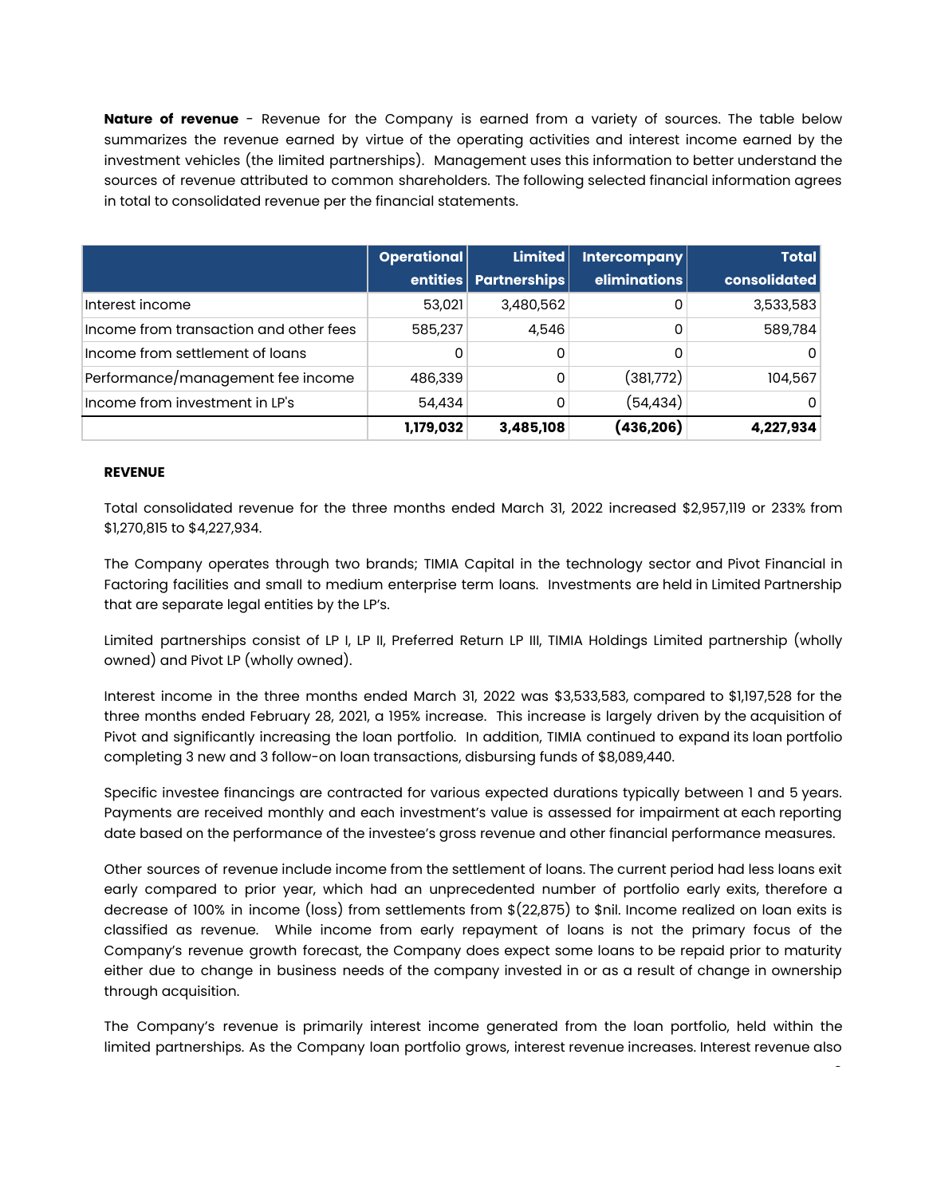**Nature of revenue** - Revenue for the Company is earned from a variety of sources. The table below summarizes the revenue earned by virtue of the operating activities and interest income earned by the investment vehicles (the limited partnerships). Management uses this information to better understand the sources of revenue attributed to common shareholders. The following selected financial information agrees in total to consolidated revenue per the financial statements.

| | Operational entities | Limited Partnerships | Intercompany eliminations | Total consolidated |
|---|---|---|---|---|
| Interest income | 53,021 | 3,480,562 | 0 | 3,533,583 |
| Income from transaction and other fees | 585,237 | 4,546 | 0 | 589,784 |
| Income from settlement of loans | 0 | 0 | 0 | 0 |
| Performance/management fee income | 486,339 | 0 | (381,772) | 104,567 |
| Income from investment in LP's | 54,434 | 0 | (54,434) | 0 |
| | **1,179,032** | **3,485,108** | **(436,206)** | **4,227,934** |

**REVENUE**

Total consolidated revenue for the three months ended March 31, 2022 increased $2,957,119 or 233% from $1,270,815 to $4,227,934.

The Company operates through two brands; TIMIA Capital in the technology sector and Pivot Financial in Factoring facilities and small to medium enterprise term loans. Investments are held in Limited Partnership that are separate legal entities by the LP's.

Limited partnerships consist of LP I, LP II, Preferred Return LP III, TIMIA Holdings Limited partnership (wholly owned) and Pivot LP (wholly owned).

Interest income in the three months ended March 31, 2022 was $3,533,583, compared to $1,197,528 for the three months ended February 28, 2021, a 195% increase. This increase is largely driven by the acquisition of Pivot and significantly increasing the loan portfolio. In addition, TIMIA continued to expand its loan portfolio completing 3 new and 3 follow-on loan transactions, disbursing funds of $8,089,440.

Specific investee financings are contracted for various expected durations typically between 1 and 5 years. Payments are received monthly and each investment's value is assessed for impairment at each reporting date based on the performance of the investee's gross revenue and other financial performance measures.

Other sources of revenue include income from the settlement of loans. The current period had less loans exit early compared to prior year, which had an unprecedented number of portfolio early exits, therefore a decrease of 100% in income (loss) from settlements from $(22,875) to $nil. Income realized on loan exits is classified as revenue. While income from early repayment of loans is not the primary focus of the Company's revenue growth forecast, the Company does expect some loans to be repaid prior to maturity either due to change in business needs of the company invested in or as a result of change in ownership through acquisition.

The Company's revenue is primarily interest income generated from the loan portfolio, held within the limited partnerships. As the Company loan portfolio grows, interest revenue increases. Interest revenue also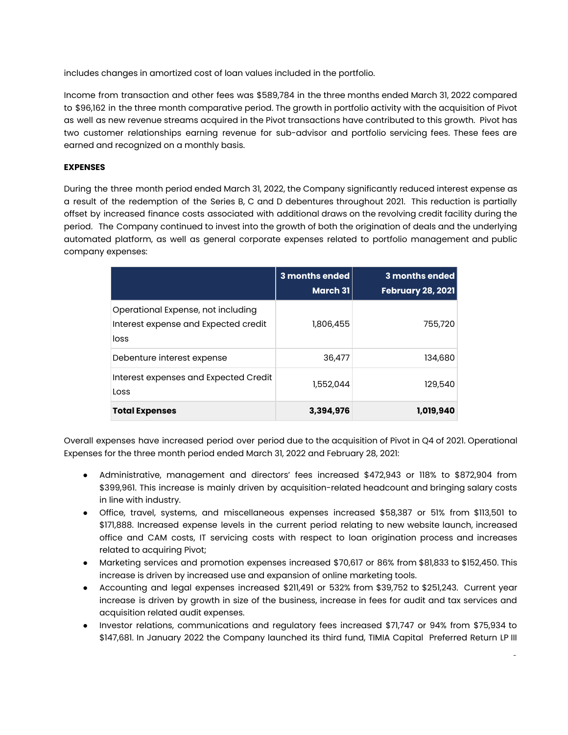includes changes in amortized cost of loan values included in the portfolio.

Income from transaction and other fees was $589,784 in the three months ended March 31, 2022 compared to $96,162 in the three month comparative period. The growth in portfolio activity with the acquisition of Pivot as well as new revenue streams acquired in the Pivot transactions have contributed to this growth. Pivot has two customer relationships earning revenue for sub-advisor and portfolio servicing fees. These fees are earned and recognized on a monthly basis.

**EXPENSES**

During the three month period ended March 31, 2022, the Company significantly reduced interest expense as a result of the redemption of the Series B, C and D debentures throughout 2021. This reduction is partially offset by increased finance costs associated with additional draws on the revolving credit facility during the period. The Company continued to invest into the growth of both the origination of deals and the underlying automated platform, as well as general corporate expenses related to portfolio management and public company expenses:

| | 3 months ended March 31 | 3 months ended February 28, 2021 |
|---|---:|---:|
| Operational Expense, not including Interest expense and Expected credit loss | 1,806,455 | 755,720 |
| Debenture interest expense | 36,477 | 134,680 |
| Interest expenses and Expected Credit Loss | 1,552,044 | 129,540 |
| **Total Expenses** | **3,394,976** | **1,019,940** |

Overall expenses have increased period over period due to the acquisition of Pivot in Q4 of 2021. Operational Expenses for the three month period ended March 31, 2022 and February 28, 2021:

- Administrative, management and directors' fees increased $472,943 or 118% to $872,904 from $399,961. This increase is mainly driven by acquisition-related headcount and bringing salary costs in line with industry.
- Office, travel, systems, and miscellaneous expenses increased $58,387 or 51% from $113,501 to $171,888. Increased expense levels in the current period relating to new website launch, increased office and CAM costs, IT servicing costs with respect to loan origination process and increases related to acquiring Pivot;
- Marketing services and promotion expenses increased $70,617 or 86% from $81,833 to $152,450. This increase is driven by increased use and expansion of online marketing tools.
- Accounting and legal expenses increased $211,491 or 532% from $39,752 to $251,243. Current year increase is driven by growth in size of the business, increase in fees for audit and tax services and acquisition related audit expenses.
- Investor relations, communications and regulatory fees increased $71,747 or 94% from $75,934 to $147,681. In January 2022 the Company launched its third fund, TIMIA Capital Preferred Return LP III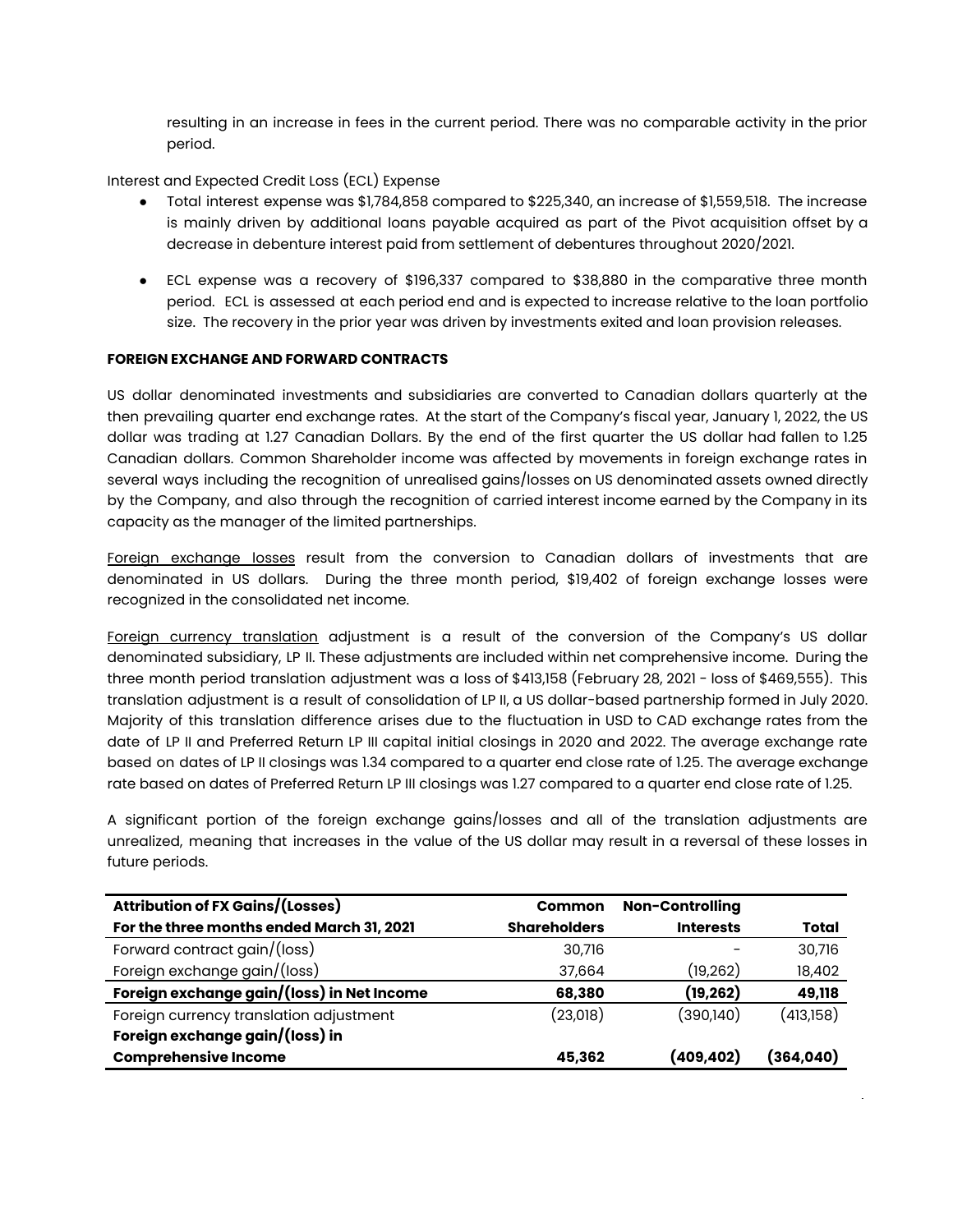resulting in an increase in fees in the current period. There was no comparable activity in the prior period.

Interest and Expected Credit Loss (ECL) Expense

- Total interest expense was $1,784,858 compared to $225,340, an increase of $1,559,518. The increase is mainly driven by additional loans payable acquired as part of the Pivot acquisition offset by a decrease in debenture interest paid from settlement of debentures throughout 2020/2021.
- ECL expense was a recovery of $196,337 compared to $38,880 in the comparative three month period. ECL is assessed at each period end and is expected to increase relative to the loan portfolio size. The recovery in the prior year was driven by investments exited and loan provision releases.

**FOREIGN EXCHANGE AND FORWARD CONTRACTS**

US dollar denominated investments and subsidiaries are converted to Canadian dollars quarterly at the then prevailing quarter end exchange rates. At the start of the Company's fiscal year, January 1, 2022, the US dollar was trading at 1.27 Canadian Dollars. By the end of the first quarter the US dollar had fallen to 1.25 Canadian dollars. Common Shareholder income was affected by movements in foreign exchange rates in several ways including the recognition of unrealised gains/losses on US denominated assets owned directly by the Company, and also through the recognition of carried interest income earned by the Company in its capacity as the manager of the limited partnerships.

Foreign exchange losses result from the conversion to Canadian dollars of investments that are denominated in US dollars. During the three month period, $19,402 of foreign exchange losses were recognized in the consolidated net income.

Foreign currency translation adjustment is a result of the conversion of the Company's US dollar denominated subsidiary, LP II. These adjustments are included within net comprehensive income. During the three month period translation adjustment was a loss of $413,158 (February 28, 2021 - loss of $469,555). This translation adjustment is a result of consolidation of LP II, a US dollar-based partnership formed in July 2020. Majority of this translation difference arises due to the fluctuation in USD to CAD exchange rates from the date of LP II and Preferred Return LP III capital initial closings in 2020 and 2022. The average exchange rate based on dates of LP II closings was 1.34 compared to a quarter end close rate of 1.25. The average exchange rate based on dates of Preferred Return LP III closings was 1.27 compared to a quarter end close rate of 1.25.

A significant portion of the foreign exchange gains/losses and all of the translation adjustments are unrealized, meaning that increases in the value of the US dollar may result in a reversal of these losses in future periods.

| **Attribution of FX Gains/(Losses)** | **Common** | **Non-Controlling** | |
|---|---|---|---|
| **For the three months ended March 31, 2021** | **Shareholders** | **Interests** | **Total** |
| Forward contract gain/(loss) | 30,716 | - | 30,716 |
| Foreign exchange gain/(loss) | 37,664 | (19,262) | 18,402 |
| **Foreign exchange gain/(loss) in Net Income** | **68,380** | **(19,262)** | **49,118** |
| Foreign currency translation adjustment | (23,018) | (390,140) | (413,158) |
| **Foreign exchange gain/(loss) in Comprehensive Income** | **45,362** | **(409,402)** | **(364,040)** |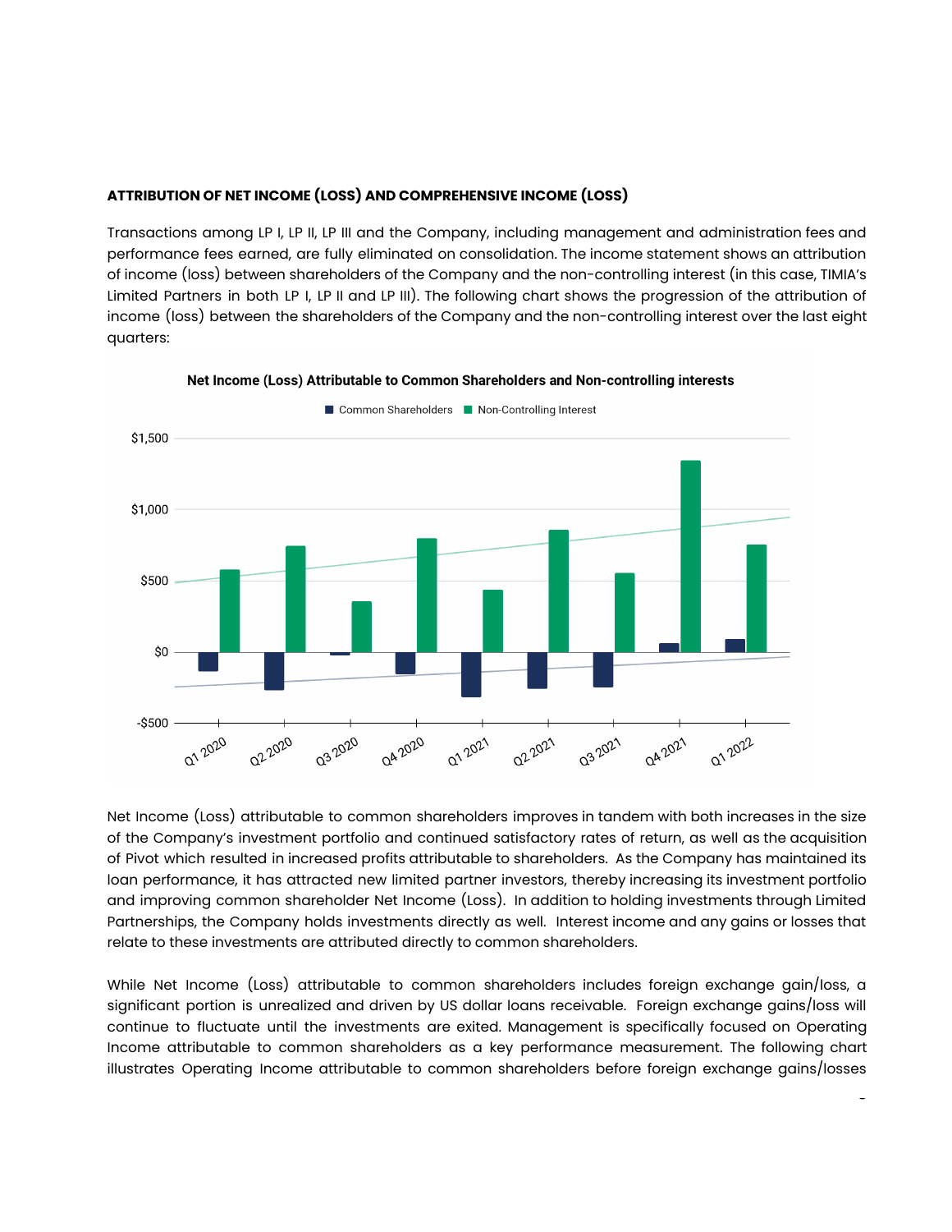## ATTRIBUTION OF NET INCOME (LOSS) AND COMPREHENSIVE INCOME (LOSS)

Transactions among LP I, LP II, LP III and the Company, including management and administration fees and performance fees earned, are fully eliminated on consolidation. The income statement shows an attribution of income (loss) between shareholders of the Company and the non-controlling interest (in this case, TIMIA's Limited Partners in both LP I, LP II and LP III). The following chart shows the progression of the attribution of income (loss) between the shareholders of the Company and the non-controlling interest over the last eight quarters:

Net Income (Loss) Attributable to Common Shareholders and Non-controlling interests

Net Income (Loss) attributable to common shareholders improves in tandem with both increases in the size of the Company's investment portfolio and continued satisfactory rates of return, as well as the acquisition of Pivot which resulted in increased profits attributable to shareholders. As the Company has maintained its loan performance, it has attracted new limited partner investors, thereby increasing its investment portfolio and improving common shareholder Net Income (Loss). In addition to holding investments through Limited Partnerships, the Company holds investments directly as well. Interest income and any gains or losses that relate to these investments are attributed directly to common shareholders.

While Net Income (Loss) attributable to common shareholders includes foreign exchange gain/loss, a significant portion is unrealized and driven by US dollar loans receivable. Foreign exchange gains/loss will continue to fluctuate until the investments are exited. Management is specifically focused on Operating Income attributable to common shareholders as a key performance measurement. The following chart illustrates Operating Income attributable to common shareholders before foreign exchange gains/losses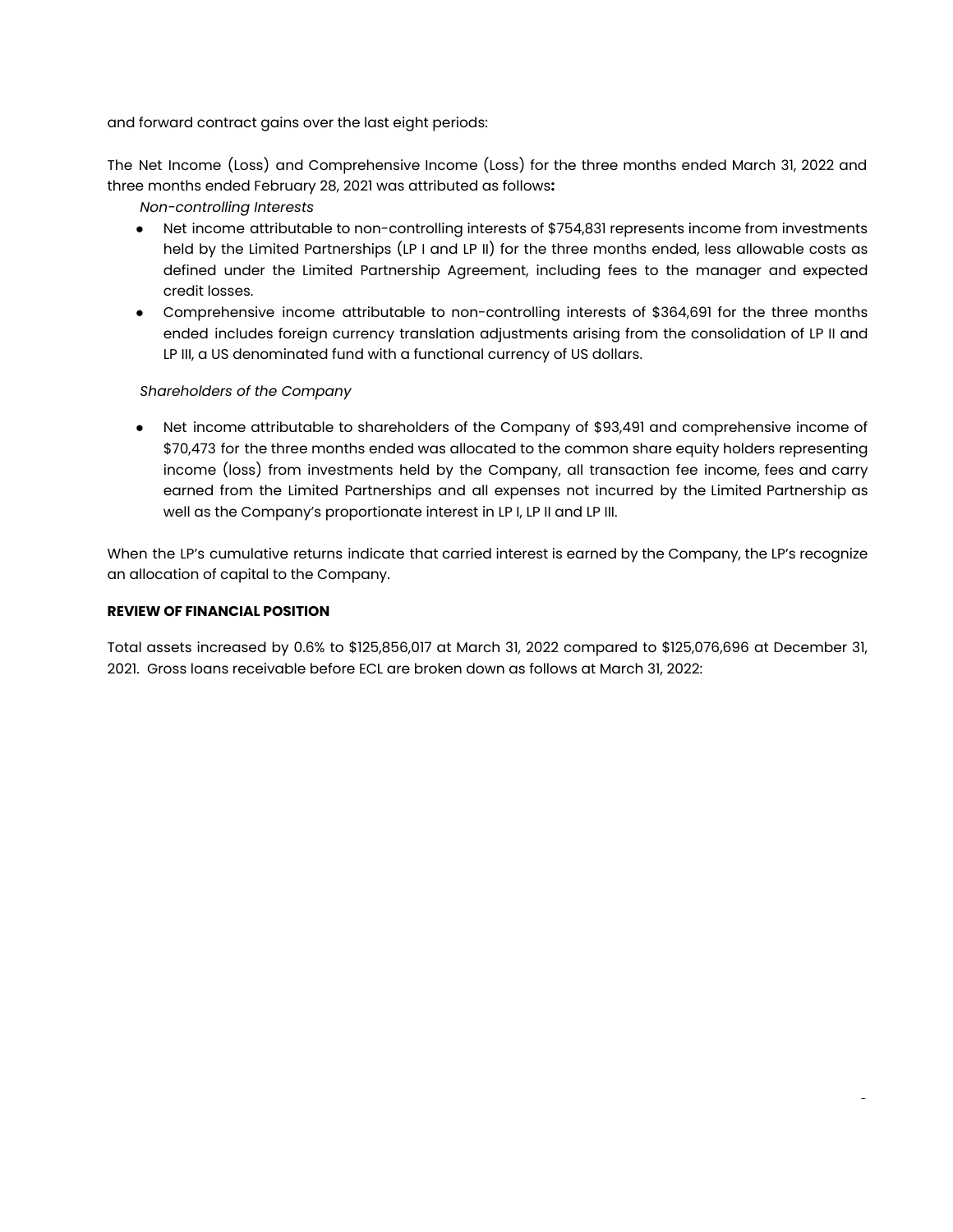and forward contract gains over the last eight periods:

The Net Income (Loss) and Comprehensive Income (Loss) for the three months ended March 31, 2022 and three months ended February 28, 2021 was attributed as follows**:**

*Non-controlling Interests*

- Net income attributable to non-controlling interests of $754,831 represents income from investments held by the Limited Partnerships (LP I and LP II) for the three months ended, less allowable costs as defined under the Limited Partnership Agreement, including fees to the manager and expected credit losses.
- Comprehensive income attributable to non-controlling interests of $364,691 for the three months ended includes foreign currency translation adjustments arising from the consolidation of LP II and LP III, a US denominated fund with a functional currency of US dollars.

*Shareholders of the Company*

- Net income attributable to shareholders of the Company of $93,491 and comprehensive income of $70,473 for the three months ended was allocated to the common share equity holders representing income (loss) from investments held by the Company, all transaction fee income, fees and carry earned from the Limited Partnerships and all expenses not incurred by the Limited Partnership as well as the Company's proportionate interest in LP I, LP II and LP III.

When the LP's cumulative returns indicate that carried interest is earned by the Company, the LP's recognize an allocation of capital to the Company.

**REVIEW OF FINANCIAL POSITION**

Total assets increased by 0.6% to $125,856,017 at March 31, 2022 compared to $125,076,696 at December 31, 2021. Gross loans receivable before ECL are broken down as follows at March 31, 2022: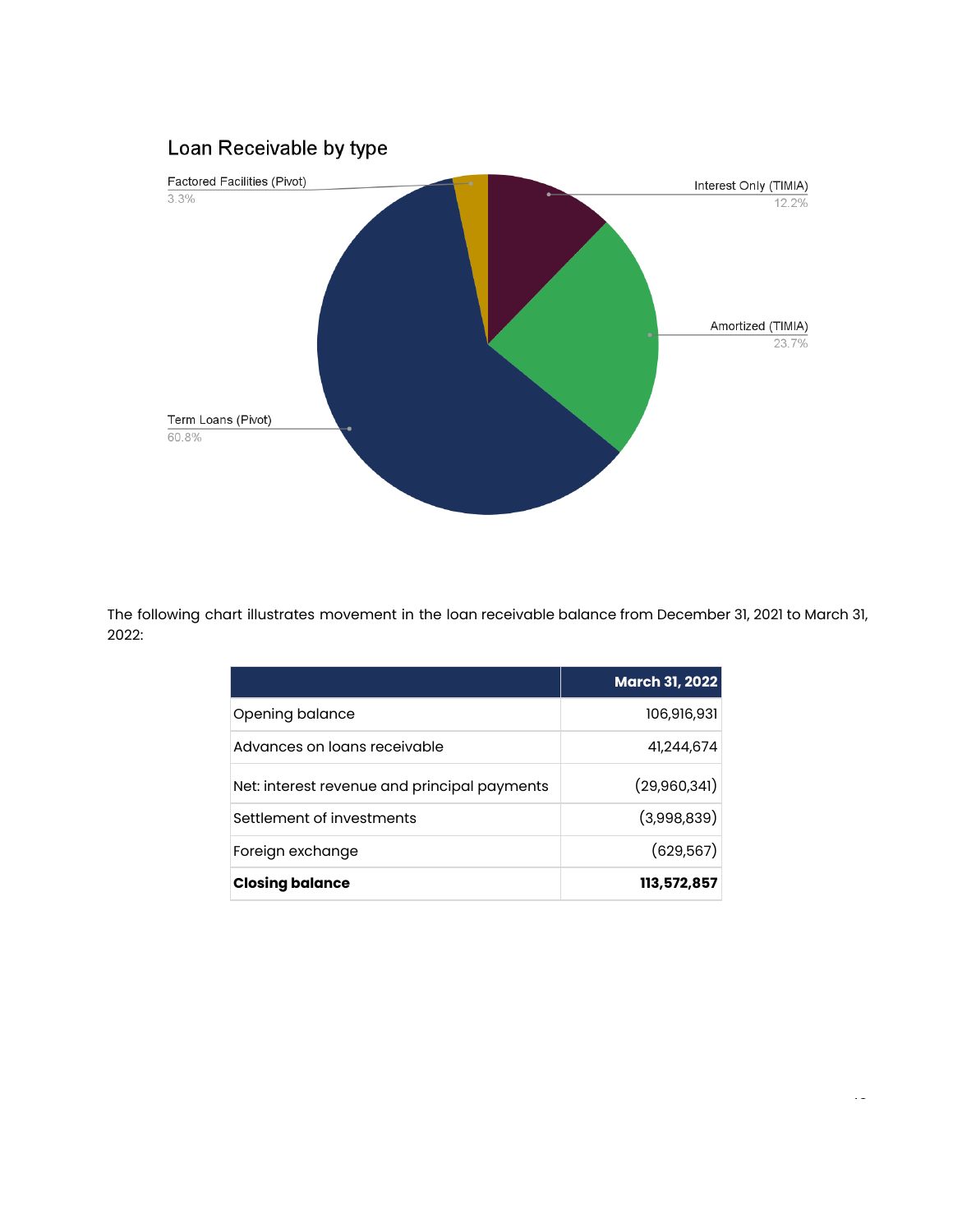Loan Receivable by type

Factored Facilities (Pivot) 3.3%

Interest Only (TIMIA) 12.2%

Amortized (TIMIA) 23.7%

Term Loans (Pivot) 60.8%

The following chart illustrates movement in the loan receivable balance from December 31, 2021 to March 31, 2022:

| | March 31, 2022 |
|---|---:|
| Opening balance | 106,916,931 |
| Advances on loans receivable | 41,244,674 |
| Net: interest revenue and principal payments | (29,960,341) |
| Settlement of investments | (3,998,839) |
| Foreign exchange | (629,567) |
| **Closing balance** | **113,572,857** |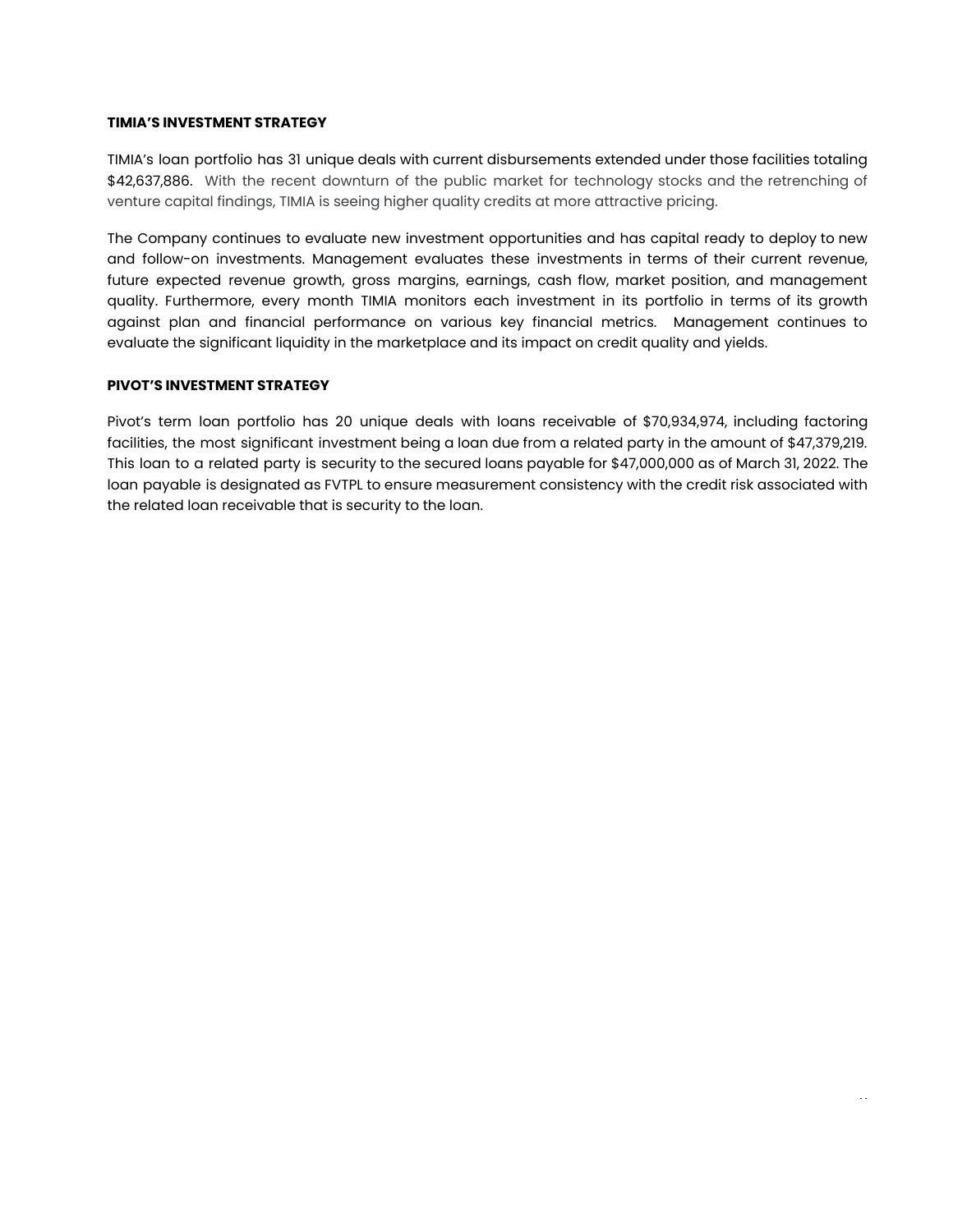**TIMIA'S INVESTMENT STRATEGY**

TIMIA's loan portfolio has 31 unique deals with current disbursements extended under those facilities totaling $42,637,886. With the recent downturn of the public market for technology stocks and the retrenching of venture capital findings, TIMIA is seeing higher quality credits at more attractive pricing.

The Company continues to evaluate new investment opportunities and has capital ready to deploy to new and follow-on investments. Management evaluates these investments in terms of their current revenue, future expected revenue growth, gross margins, earnings, cash flow, market position, and management quality. Furthermore, every month TIMIA monitors each investment in its portfolio in terms of its growth against plan and financial performance on various key financial metrics. Management continues to evaluate the significant liquidity in the marketplace and its impact on credit quality and yields.

**PIVOT'S INVESTMENT STRATEGY**

Pivot's term loan portfolio has 20 unique deals with loans receivable of $70,934,974, including factoring facilities, the most significant investment being a loan due from a related party in the amount of $47,379,219. This loan to a related party is security to the secured loans payable for $47,000,000 as of March 31, 2022. The loan payable is designated as FVTPL to ensure measurement consistency with the credit risk associated with the related loan receivable that is security to the loan.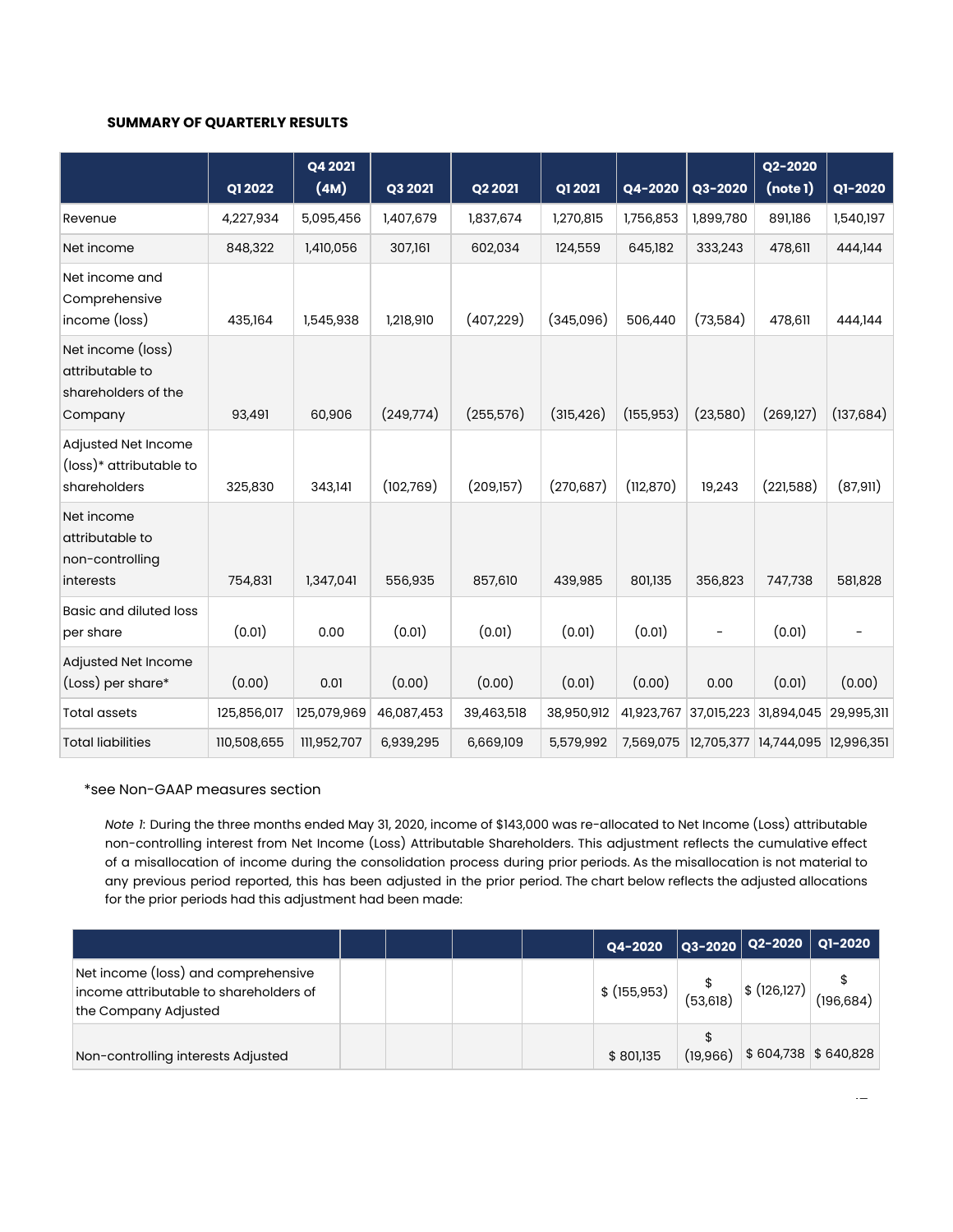**SUMMARY OF QUARTERLY RESULTS**

| | Q1 2022 | Q4 2021 (4M) | Q3 2021 | Q2 2021 | Q1 2021 | Q4-2020 | Q3-2020 | Q2-2020 (note 1) | Q1-2020 |
|---|---|---|---|---|---|---|---|---|---|
| Revenue | 4,227,934 | 5,095,456 | 1,407,679 | 1,837,674 | 1,270,815 | 1,756,853 | 1,899,780 | 891,186 | 1,540,197 |
| Net income | 848,322 | 1,410,056 | 307,161 | 602,034 | 124,559 | 645,182 | 333,243 | 478,611 | 444,144 |
| Net income and Comprehensive income (loss) | 435,164 | 1,545,938 | 1,218,910 | (407,229) | (345,096) | 506,440 | (73,584) | 478,611 | 444,144 |
| Net income (loss) attributable to shareholders of the Company | 93,491 | 60,906 | (249,774) | (255,576) | (315,426) | (155,953) | (23,580) | (269,127) | (137,684) |
| Adjusted Net Income (loss)* attributable to shareholders | 325,830 | 343,141 | (102,769) | (209,157) | (270,687) | (112,870) | 19,243 | (221,588) | (87,911) |
| Net income attributable to non-controlling interests | 754,831 | 1,347,041 | 556,935 | 857,610 | 439,985 | 801,135 | 356,823 | 747,738 | 581,828 |
| Basic and diluted loss per share | (0.01) | 0.00 | (0.01) | (0.01) | (0.01) | (0.01) | - | (0.01) | - |
| Adjusted Net Income (Loss) per share* | (0.00) | 0.01 | (0.00) | (0.00) | (0.01) | (0.00) | 0.00 | (0.01) | (0.00) |
| Total assets | 125,856,017 | 125,079,969 | 46,087,453 | 39,463,518 | 38,950,912 | 41,923,767 | 37,015,223 | 31,894,045 | 29,995,311 |
| Total liabilities | 110,508,655 | 111,952,707 | 6,939,295 | 6,669,109 | 5,579,992 | 7,569,075 | 12,705,377 | 14,744,095 | 12,996,351 |

*see Non-GAAP measures section

*Note 1:* During the three months ended May 31, 2020, income of $143,000 was re-allocated to Net Income (Loss) attributable non-controlling interest from Net Income (Loss) Attributable Shareholders. This adjustment reflects the cumulative effect of a misallocation of income during the consolidation process during prior periods. As the misallocation is not material to any previous period reported, this has been adjusted in the prior period. The chart below reflects the adjusted allocations for the prior periods had this adjustment had been made:

| | | | | | Q4-2020 | Q3-2020 | Q2-2020 | Q1-2020 |
|---|---|---|---|---|---|---|---|---|
| Net income (loss) and comprehensive income attributable to shareholders of the Company Adjusted | | | | | $ (155,953) | $ (53,618) | $ (126,127) | $ (196,684) |
| Non-controlling interests Adjusted | | | | | $ 801,135 | $ (19,966) | $ 604,738 | $ 640,828 |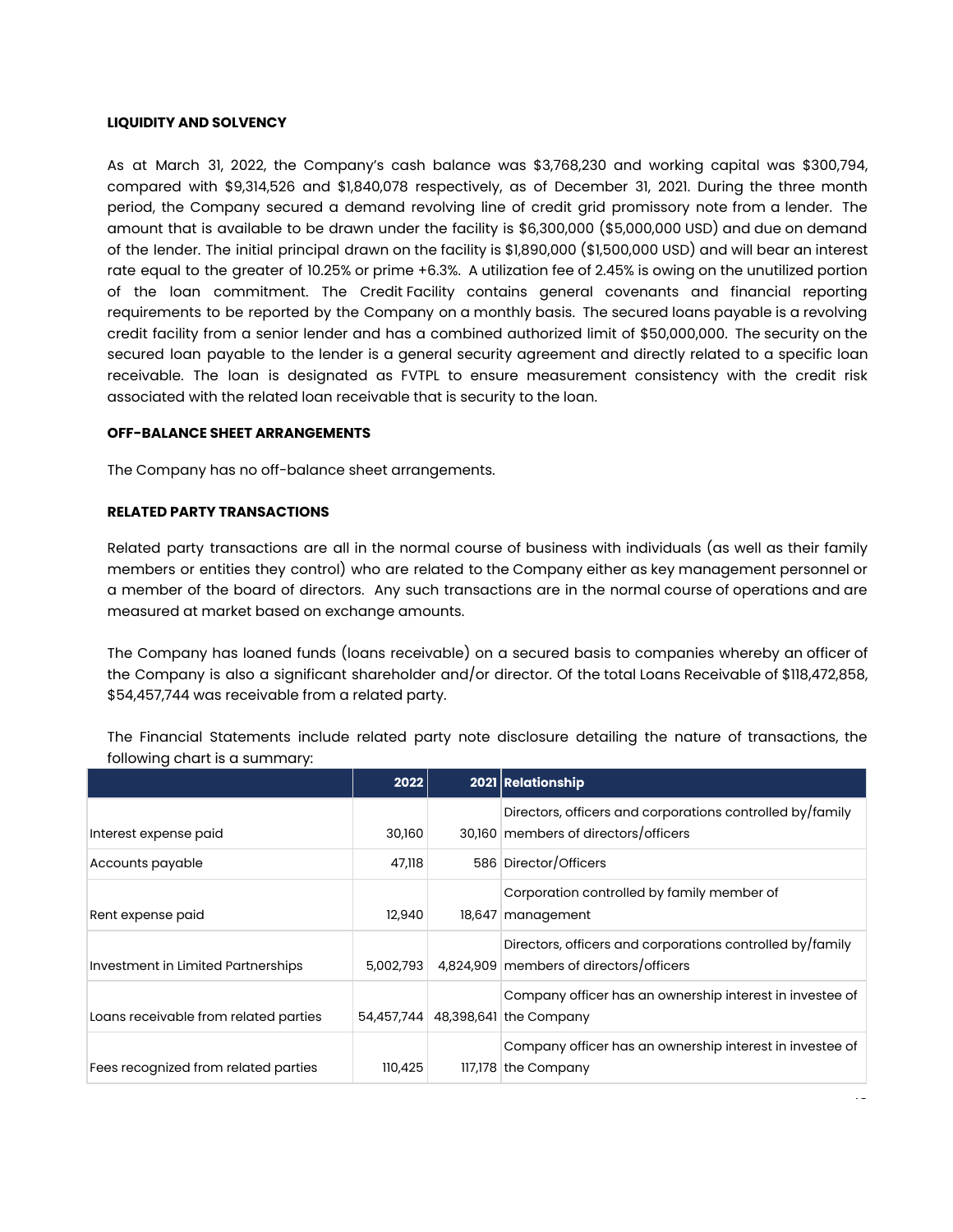**LIQUIDITY AND SOLVENCY**

As at March 31, 2022, the Company's cash balance was $3,768,230 and working capital was $300,794, compared with $9,314,526 and $1,840,078 respectively, as of December 31, 2021. During the three month period, the Company secured a demand revolving line of credit grid promissory note from a lender. The amount that is available to be drawn under the facility is $6,300,000 ($5,000,000 USD) and due on demand of the lender. The initial principal drawn on the facility is $1,890,000 ($1,500,000 USD) and will bear an interest rate equal to the greater of 10.25% or prime +6.3%. A utilization fee of 2.45% is owing on the unutilized portion of the loan commitment. The Credit Facility contains general covenants and financial reporting requirements to be reported by the Company on a monthly basis. The secured loans payable is a revolving credit facility from a senior lender and has a combined authorized limit of $50,000,000. The security on the secured loan payable to the lender is a general security agreement and directly related to a specific loan receivable. The loan is designated as FVTPL to ensure measurement consistency with the credit risk associated with the related loan receivable that is security to the loan.

**OFF-BALANCE SHEET ARRANGEMENTS**

The Company has no off-balance sheet arrangements.

**RELATED PARTY TRANSACTIONS**

Related party transactions are all in the normal course of business with individuals (as well as their family members or entities they control) who are related to the Company either as key management personnel or a member of the board of directors. Any such transactions are in the normal course of operations and are measured at market based on exchange amounts.

The Company has loaned funds (loans receivable) on a secured basis to companies whereby an officer of the Company is also a significant shareholder and/or director. Of the total Loans Receivable of $118,472,858, $54,457,744 was receivable from a related party.

The Financial Statements include related party note disclosure detailing the nature of transactions, the following chart is a summary:

| | 2022 | 2021 | Relationship |
|---|---|---|---|
| Interest expense paid | 30,160 | 30,160 | Directors, officers and corporations controlled by/family members of directors/officers |
| Accounts payable | 47,118 | 586 | Director/Officers |
| Rent expense paid | 12,940 | 18,647 | Corporation controlled by family member of management |
| Investment in Limited Partnerships | 5,002,793 | 4,824,909 | Directors, officers and corporations controlled by/family members of directors/officers |
| Loans receivable from related parties | 54,457,744 | 48,398,641 | Company officer has an ownership interest in investee of the Company |
| Fees recognized from related parties | 110,425 | 117,178 | Company officer has an ownership interest in investee of the Company |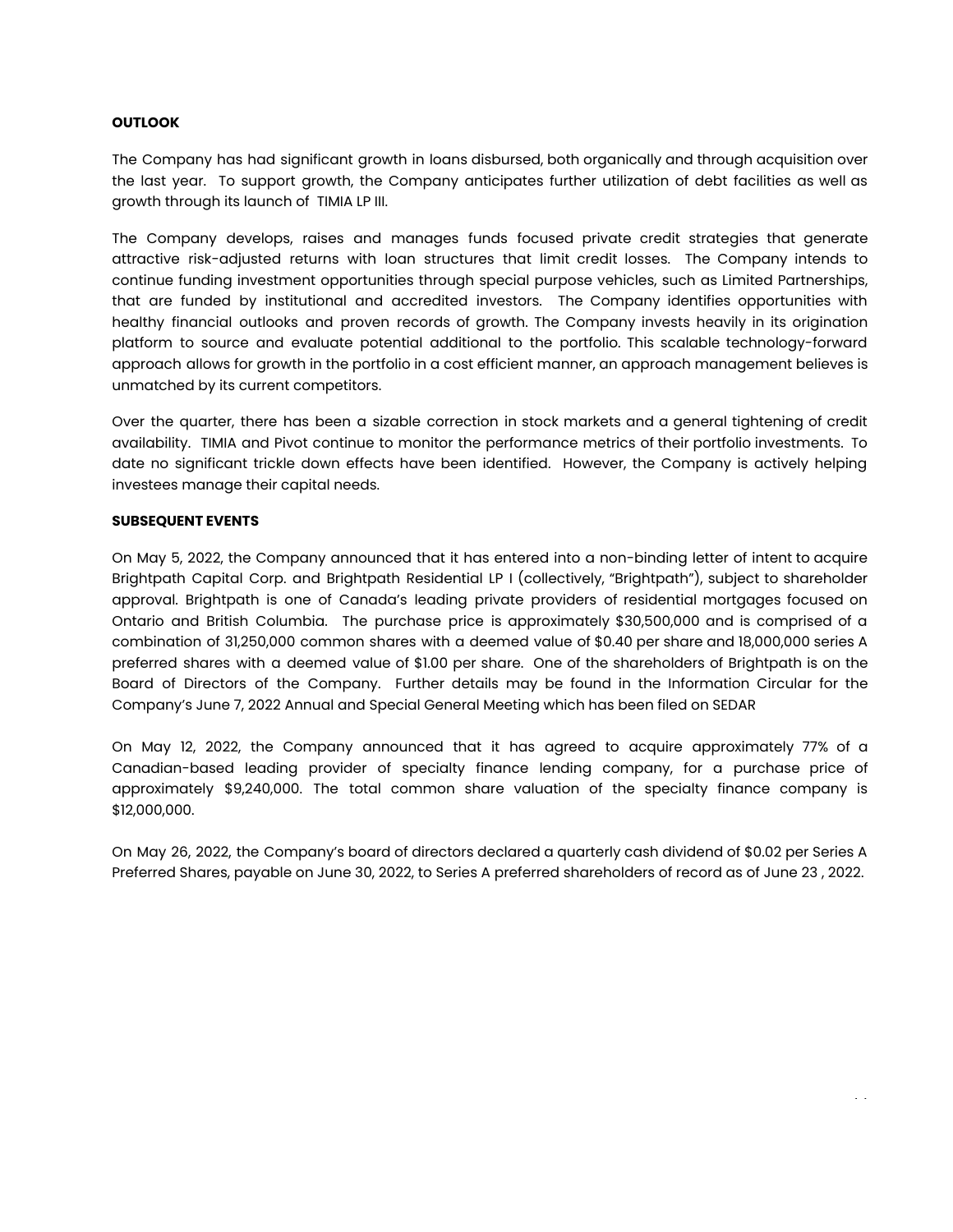**OUTLOOK**

The Company has had significant growth in loans disbursed, both organically and through acquisition over the last year. To support growth, the Company anticipates further utilization of debt facilities as well as growth through its launch of TIMIA LP III.

The Company develops, raises and manages funds focused private credit strategies that generate attractive risk-adjusted returns with loan structures that limit credit losses. The Company intends to continue funding investment opportunities through special purpose vehicles, such as Limited Partnerships, that are funded by institutional and accredited investors. The Company identifies opportunities with healthy financial outlooks and proven records of growth. The Company invests heavily in its origination platform to source and evaluate potential additional to the portfolio. This scalable technology-forward approach allows for growth in the portfolio in a cost efficient manner, an approach management believes is unmatched by its current competitors.

Over the quarter, there has been a sizable correction in stock markets and a general tightening of credit availability. TIMIA and Pivot continue to monitor the performance metrics of their portfolio investments. To date no significant trickle down effects have been identified. However, the Company is actively helping investees manage their capital needs.

**SUBSEQUENT EVENTS**

On May 5, 2022, the Company announced that it has entered into a non-binding letter of intent to acquire Brightpath Capital Corp. and Brightpath Residential LP I (collectively, "Brightpath"), subject to shareholder approval. Brightpath is one of Canada's leading private providers of residential mortgages focused on Ontario and British Columbia. The purchase price is approximately $30,500,000 and is comprised of a combination of 31,250,000 common shares with a deemed value of $0.40 per share and 18,000,000 series A preferred shares with a deemed value of $1.00 per share. One of the shareholders of Brightpath is on the Board of Directors of the Company. Further details may be found in the Information Circular for the Company's June 7, 2022 Annual and Special General Meeting which has been filed on SEDAR

On May 12, 2022, the Company announced that it has agreed to acquire approximately 77% of a Canadian-based leading provider of specialty finance lending company, for a purchase price of approximately $9,240,000. The total common share valuation of the specialty finance company is $12,000,000.

On May 26, 2022, the Company's board of directors declared a quarterly cash dividend of $0.02 per Series A Preferred Shares, payable on June 30, 2022, to Series A preferred shareholders of record as of June 23 , 2022.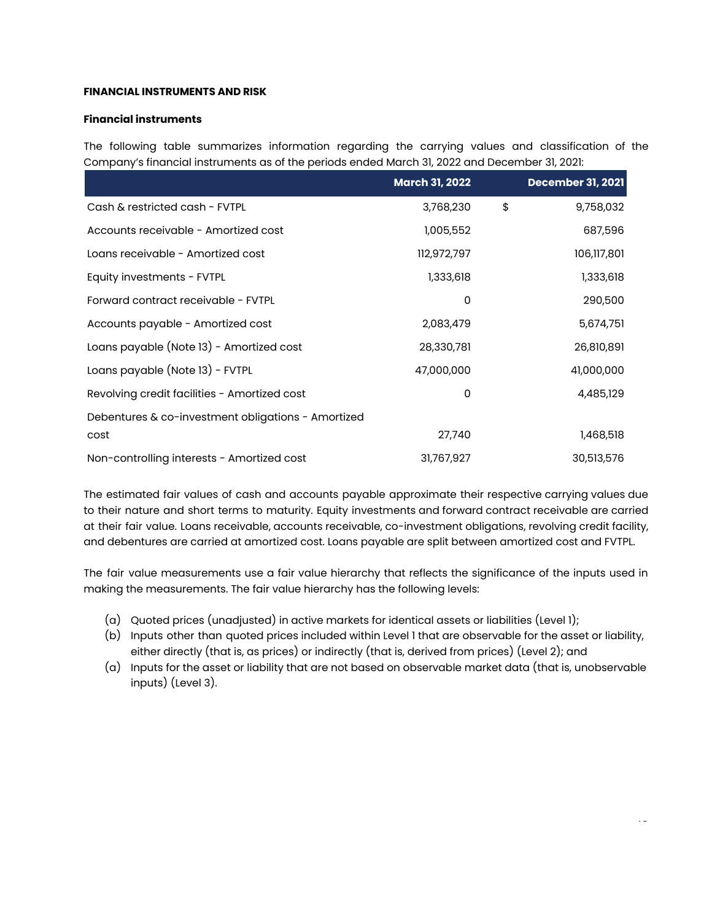**FINANCIAL INSTRUMENTS AND RISK**

**Financial instruments**

The following table summarizes information regarding the carrying values and classification of the Company's financial instruments as of the periods ended March 31, 2022 and December 31, 2021:

| | March 31, 2022 | | December 31, 2021 |
|---|---|---|---|
| Cash & restricted cash - FVTPL | 3,768,230 | $ | 9,758,032 |
| Accounts receivable - Amortized cost | 1,005,552 | | 687,596 |
| Loans receivable - Amortized cost | 112,972,797 | | 106,117,801 |
| Equity investments - FVTPL | 1,333,618 | | 1,333,618 |
| Forward contract receivable - FVTPL | 0 | | 290,500 |
| Accounts payable - Amortized cost | 2,083,479 | | 5,674,751 |
| Loans payable (Note 13) - Amortized cost | 28,330,781 | | 26,810,891 |
| Loans payable (Note 13) - FVTPL | 47,000,000 | | 41,000,000 |
| Revolving credit facilities - Amortized cost | 0 | | 4,485,129 |
| Debentures & co-investment obligations - Amortized cost | 27,740 | | 1,468,518 |
| Non-controlling interests - Amortized cost | 31,767,927 | | 30,513,576 |

The estimated fair values of cash and accounts payable approximate their respective carrying values due to their nature and short terms to maturity. Equity investments and forward contract receivable are carried at their fair value. Loans receivable, accounts receivable, co-investment obligations, revolving credit facility, and debentures are carried at amortized cost. Loans payable are split between amortized cost and FVTPL.

The fair value measurements use a fair value hierarchy that reflects the significance of the inputs used in making the measurements. The fair value hierarchy has the following levels:

(a) Quoted prices (unadjusted) in active markets for identical assets or liabilities (Level 1);
(b) Inputs other than quoted prices included within Level 1 that are observable for the asset or liability, either directly (that is, as prices) or indirectly (that is, derived from prices) (Level 2); and
(a) Inputs for the asset or liability that are not based on observable market data (that is, unobservable inputs) (Level 3).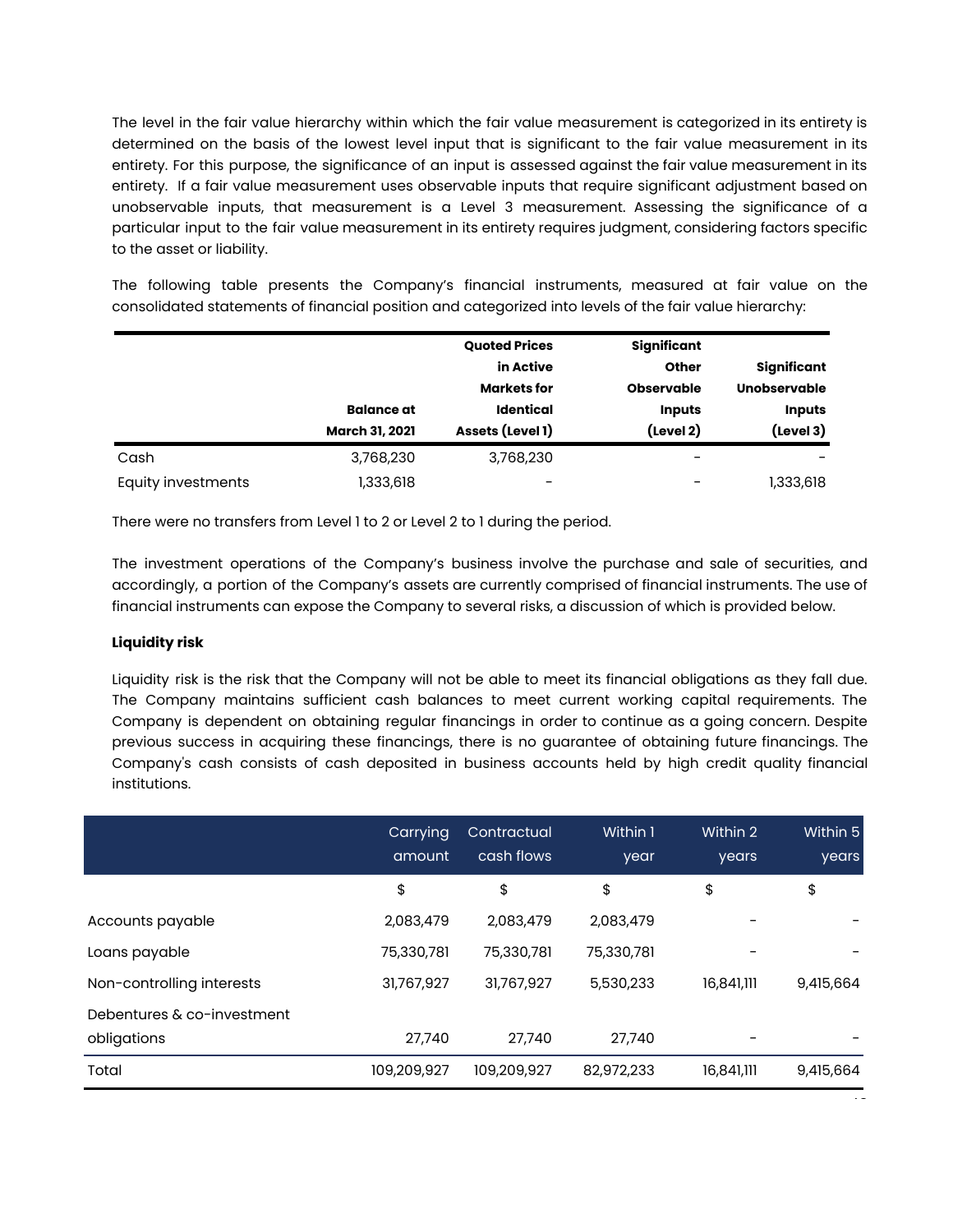The level in the fair value hierarchy within which the fair value measurement is categorized in its entirety is determined on the basis of the lowest level input that is significant to the fair value measurement in its entirety. For this purpose, the significance of an input is assessed against the fair value measurement in its entirety. If a fair value measurement uses observable inputs that require significant adjustment based on unobservable inputs, that measurement is a Level 3 measurement. Assessing the significance of a particular input to the fair value measurement in its entirety requires judgment, considering factors specific to the asset or liability.

The following table presents the Company's financial instruments, measured at fair value on the consolidated statements of financial position and categorized into levels of the fair value hierarchy:

| | **Balance at March 31, 2021** | **Quoted Prices in Active Markets for Identical Assets (Level 1)** | **Significant Other Observable Inputs (Level 2)** | **Significant Unobservable Inputs (Level 3)** |
|---|---|---|---|---|
| Cash | 3,768,230 | 3,768,230 | - | - |
| Equity investments | 1,333,618 | - | - | 1,333,618 |

There were no transfers from Level 1 to 2 or Level 2 to 1 during the period.

The investment operations of the Company's business involve the purchase and sale of securities, and accordingly, a portion of the Company's assets are currently comprised of financial instruments. The use of financial instruments can expose the Company to several risks, a discussion of which is provided below.

**Liquidity risk**

Liquidity risk is the risk that the Company will not be able to meet its financial obligations as they fall due. The Company maintains sufficient cash balances to meet current working capital requirements. The Company is dependent on obtaining regular financings in order to continue as a going concern. Despite previous success in acquiring these financings, there is no guarantee of obtaining future financings. The Company's cash consists of cash deposited in business accounts held by high credit quality financial institutions.

| | Carrying amount | Contractual cash flows | Within 1 year | Within 2 years | Within 5 years |
|---|---|---|---|---|---|
| | $ | $ | $ | $ | $ |
| Accounts payable | 2,083,479 | 2,083,479 | 2,083,479 | - | - |
| Loans payable | 75,330,781 | 75,330,781 | 75,330,781 | - | - |
| Non-controlling interests | 31,767,927 | 31,767,927 | 5,530,233 | 16,841,111 | 9,415,664 |
| Debentures & co-investment obligations | 27,740 | 27,740 | 27,740 | - | - |
| Total | 109,209,927 | 109,209,927 | 82,972,233 | 16,841,111 | 9,415,664 |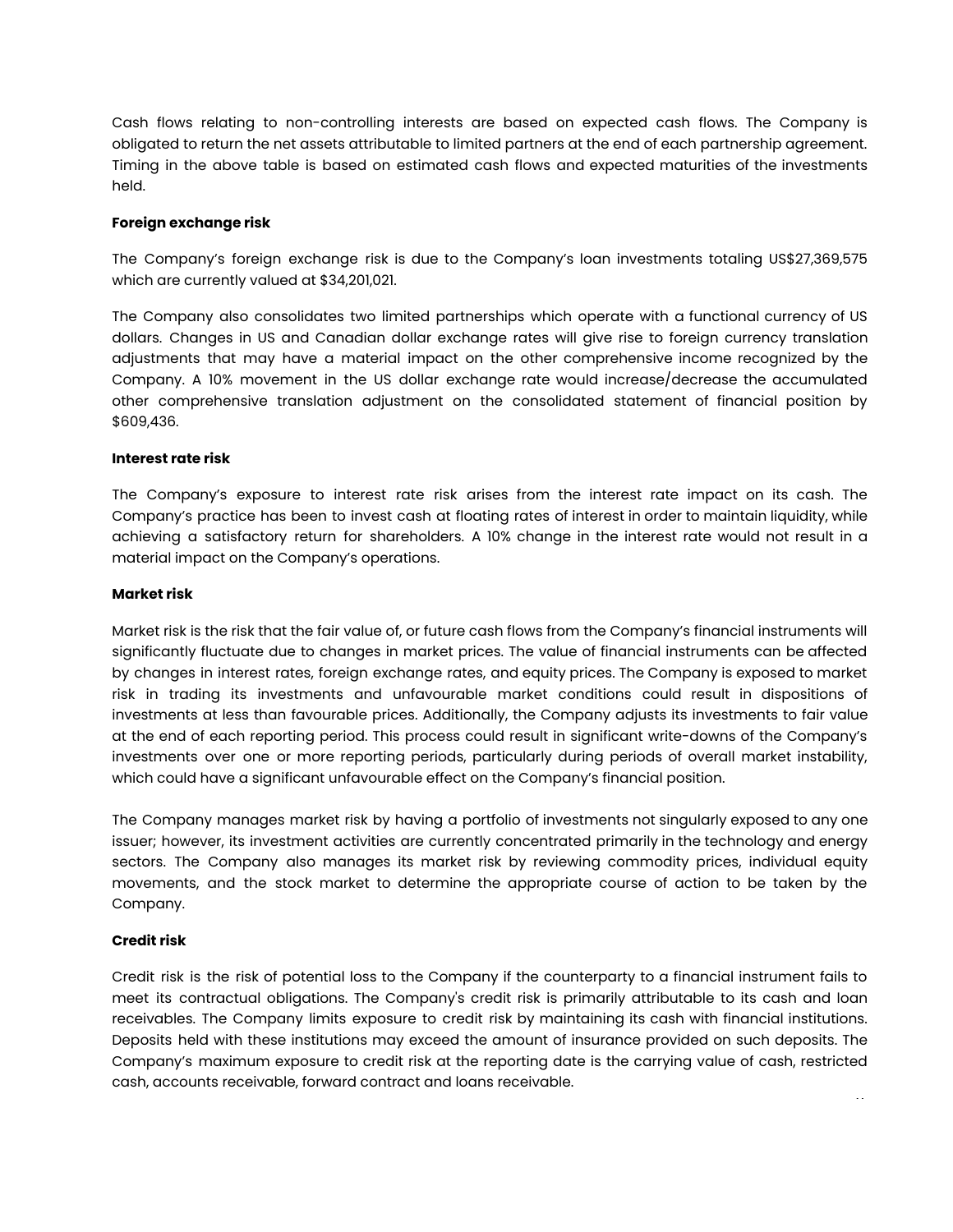Cash flows relating to non-controlling interests are based on expected cash flows. The Company is obligated to return the net assets attributable to limited partners at the end of each partnership agreement. Timing in the above table is based on estimated cash flows and expected maturities of the investments held.

**Foreign exchange risk**

The Company's foreign exchange risk is due to the Company's loan investments totaling US$27,369,575 which are currently valued at $34,201,021.

The Company also consolidates two limited partnerships which operate with a functional currency of US dollars. Changes in US and Canadian dollar exchange rates will give rise to foreign currency translation adjustments that may have a material impact on the other comprehensive income recognized by the Company. A 10% movement in the US dollar exchange rate would increase/decrease the accumulated other comprehensive translation adjustment on the consolidated statement of financial position by $609,436.

**Interest rate risk**

The Company's exposure to interest rate risk arises from the interest rate impact on its cash. The Company's practice has been to invest cash at floating rates of interest in order to maintain liquidity, while achieving a satisfactory return for shareholders. A 10% change in the interest rate would not result in a material impact on the Company's operations.

**Market risk**

Market risk is the risk that the fair value of, or future cash flows from the Company's financial instruments will significantly fluctuate due to changes in market prices. The value of financial instruments can be affected by changes in interest rates, foreign exchange rates, and equity prices. The Company is exposed to market risk in trading its investments and unfavourable market conditions could result in dispositions of investments at less than favourable prices. Additionally, the Company adjusts its investments to fair value at the end of each reporting period. This process could result in significant write-downs of the Company's investments over one or more reporting periods, particularly during periods of overall market instability, which could have a significant unfavourable effect on the Company's financial position.

The Company manages market risk by having a portfolio of investments not singularly exposed to any one issuer; however, its investment activities are currently concentrated primarily in the technology and energy sectors. The Company also manages its market risk by reviewing commodity prices, individual equity movements, and the stock market to determine the appropriate course of action to be taken by the Company.

**Credit risk**

Credit risk is the risk of potential loss to the Company if the counterparty to a financial instrument fails to meet its contractual obligations. The Company's credit risk is primarily attributable to its cash and loan receivables. The Company limits exposure to credit risk by maintaining its cash with financial institutions. Deposits held with these institutions may exceed the amount of insurance provided on such deposits. The Company's maximum exposure to credit risk at the reporting date is the carrying value of cash, restricted cash, accounts receivable, forward contract and loans receivable.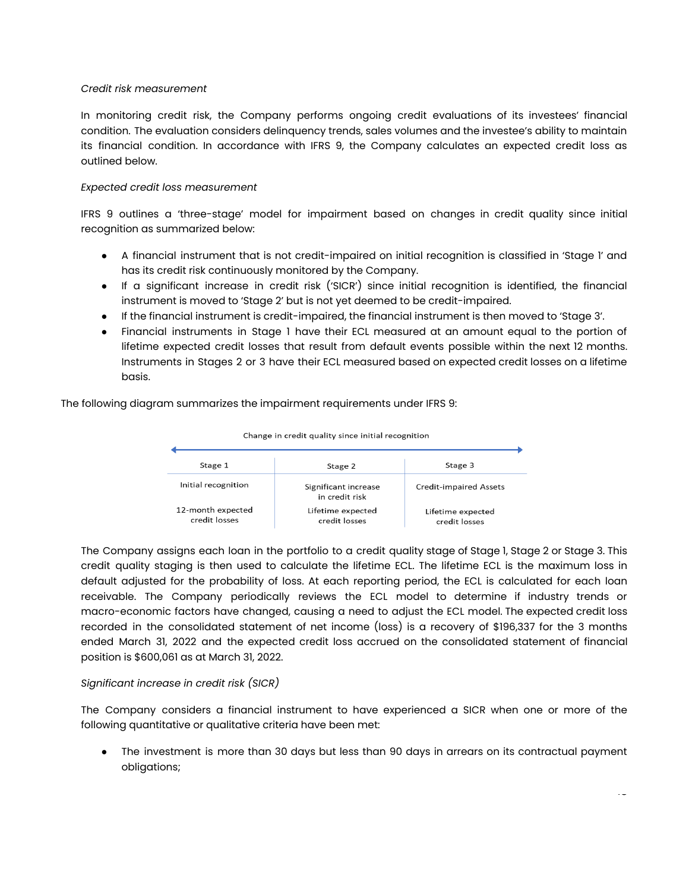*Credit risk measurement*

In monitoring credit risk, the Company performs ongoing credit evaluations of its investees' financial condition. The evaluation considers delinquency trends, sales volumes and the investee's ability to maintain its financial condition. In accordance with IFRS 9, the Company calculates an expected credit loss as outlined below.

*Expected credit loss measurement*

IFRS 9 outlines a 'three-stage' model for impairment based on changes in credit quality since initial recognition as summarized below:

- A financial instrument that is not credit-impaired on initial recognition is classified in 'Stage 1' and has its credit risk continuously monitored by the Company.
- If a significant increase in credit risk ('SICR') since initial recognition is identified, the financial instrument is moved to 'Stage 2' but is not yet deemed to be credit-impaired.
- If the financial instrument is credit-impaired, the financial instrument is then moved to 'Stage 3'.
- Financial instruments in Stage 1 have their ECL measured at an amount equal to the portion of lifetime expected credit losses that result from default events possible within the next 12 months. Instruments in Stages 2 or 3 have their ECL measured based on expected credit losses on a lifetime basis.

The following diagram summarizes the impairment requirements under IFRS 9:

Change in credit quality since initial recognition

| Stage 1 | Stage 2 | Stage 3 |
|---|---|---|
| Initial recognition | Significant increase in credit risk | Credit-impaired Assets |
| 12-month expected credit losses | Lifetime expected credit losses | Lifetime expected credit losses |

The Company assigns each loan in the portfolio to a credit quality stage of Stage 1, Stage 2 or Stage 3. This credit quality staging is then used to calculate the lifetime ECL. The lifetime ECL is the maximum loss in default adjusted for the probability of loss. At each reporting period, the ECL is calculated for each loan receivable. The Company periodically reviews the ECL model to determine if industry trends or macro-economic factors have changed, causing a need to adjust the ECL model. The expected credit loss recorded in the consolidated statement of net income (loss) is a recovery of $196,337 for the 3 months ended March 31, 2022 and the expected credit loss accrued on the consolidated statement of financial position is $600,061 as at March 31, 2022.

*Significant increase in credit risk (SICR)*

The Company considers a financial instrument to have experienced a SICR when one or more of the following quantitative or qualitative criteria have been met:

- The investment is more than 30 days but less than 90 days in arrears on its contractual payment obligations;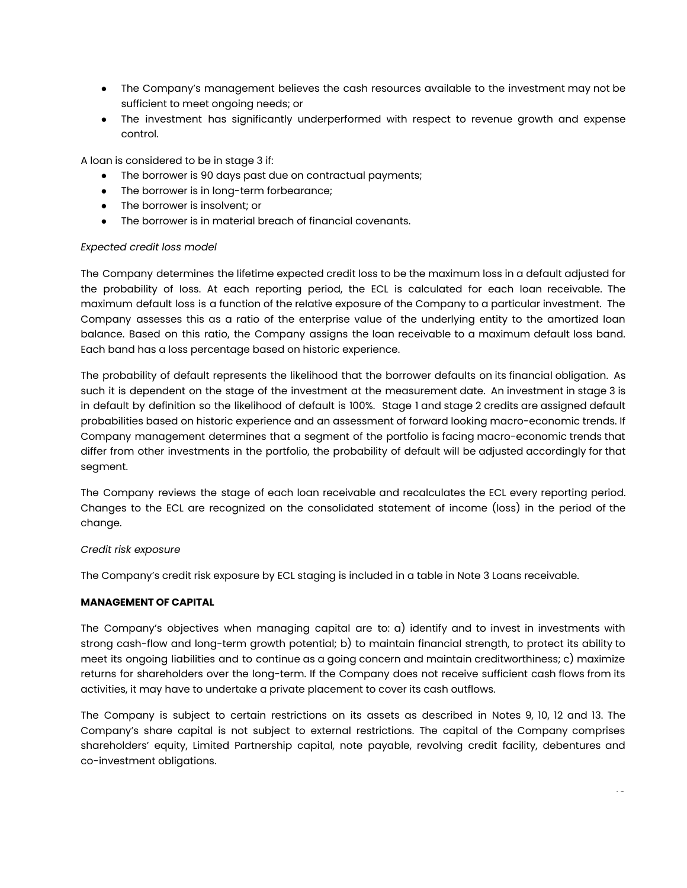- The Company's management believes the cash resources available to the investment may not be sufficient to meet ongoing needs; or
- The investment has significantly underperformed with respect to revenue growth and expense control.

A loan is considered to be in stage 3 if:

- The borrower is 90 days past due on contractual payments;
- The borrower is in long-term forbearance;
- The borrower is insolvent; or
- The borrower is in material breach of financial covenants.

*Expected credit loss model*

The Company determines the lifetime expected credit loss to be the maximum loss in a default adjusted for the probability of loss. At each reporting period, the ECL is calculated for each loan receivable. The maximum default loss is a function of the relative exposure of the Company to a particular investment. The Company assesses this as a ratio of the enterprise value of the underlying entity to the amortized loan balance. Based on this ratio, the Company assigns the loan receivable to a maximum default loss band. Each band has a loss percentage based on historic experience.

The probability of default represents the likelihood that the borrower defaults on its financial obligation. As such it is dependent on the stage of the investment at the measurement date. An investment in stage 3 is in default by definition so the likelihood of default is 100%. Stage 1 and stage 2 credits are assigned default probabilities based on historic experience and an assessment of forward looking macro-economic trends. If Company management determines that a segment of the portfolio is facing macro-economic trends that differ from other investments in the portfolio, the probability of default will be adjusted accordingly for that segment.

The Company reviews the stage of each loan receivable and recalculates the ECL every reporting period. Changes to the ECL are recognized on the consolidated statement of income (loss) in the period of the change.

*Credit risk exposure*

The Company's credit risk exposure by ECL staging is included in a table in Note 3 Loans receivable.

**MANAGEMENT OF CAPITAL**

The Company's objectives when managing capital are to: a) identify and to invest in investments with strong cash-flow and long-term growth potential; b) to maintain financial strength, to protect its ability to meet its ongoing liabilities and to continue as a going concern and maintain creditworthiness; c) maximize returns for shareholders over the long-term. If the Company does not receive sufficient cash flows from its activities, it may have to undertake a private placement to cover its cash outflows.

The Company is subject to certain restrictions on its assets as described in Notes 9, 10, 12 and 13. The Company's share capital is not subject to external restrictions. The capital of the Company comprises shareholders' equity, Limited Partnership capital, note payable, revolving credit facility, debentures and co-investment obligations.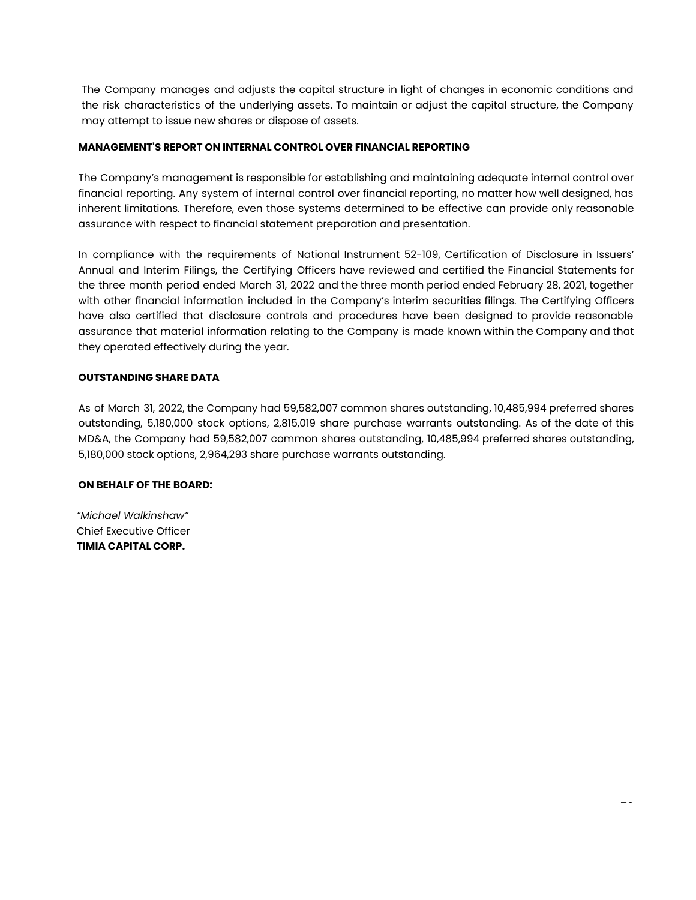The Company manages and adjusts the capital structure in light of changes in economic conditions and the risk characteristics of the underlying assets. To maintain or adjust the capital structure, the Company may attempt to issue new shares or dispose of assets.

**MANAGEMENT'S REPORT ON INTERNAL CONTROL OVER FINANCIAL REPORTING**

The Company's management is responsible for establishing and maintaining adequate internal control over financial reporting. Any system of internal control over financial reporting, no matter how well designed, has inherent limitations. Therefore, even those systems determined to be effective can provide only reasonable assurance with respect to financial statement preparation and presentation.

In compliance with the requirements of National Instrument 52-109, Certification of Disclosure in Issuers' Annual and Interim Filings, the Certifying Officers have reviewed and certified the Financial Statements for the three month period ended March 31, 2022 and the three month period ended February 28, 2021, together with other financial information included in the Company's interim securities filings. The Certifying Officers have also certified that disclosure controls and procedures have been designed to provide reasonable assurance that material information relating to the Company is made known within the Company and that they operated effectively during the year.

**OUTSTANDING SHARE DATA**

As of March 31, 2022, the Company had 59,582,007 common shares outstanding, 10,485,994 preferred shares outstanding, 5,180,000 stock options, 2,815,019 share purchase warrants outstanding. As of the date of this MD&A, the Company had 59,582,007 common shares outstanding, 10,485,994 preferred shares outstanding, 5,180,000 stock options, 2,964,293 share purchase warrants outstanding.

**ON BEHALF OF THE BOARD:**

*"Michael Walkinshaw"*
Chief Executive Officer
**TIMIA CAPITAL CORP.**